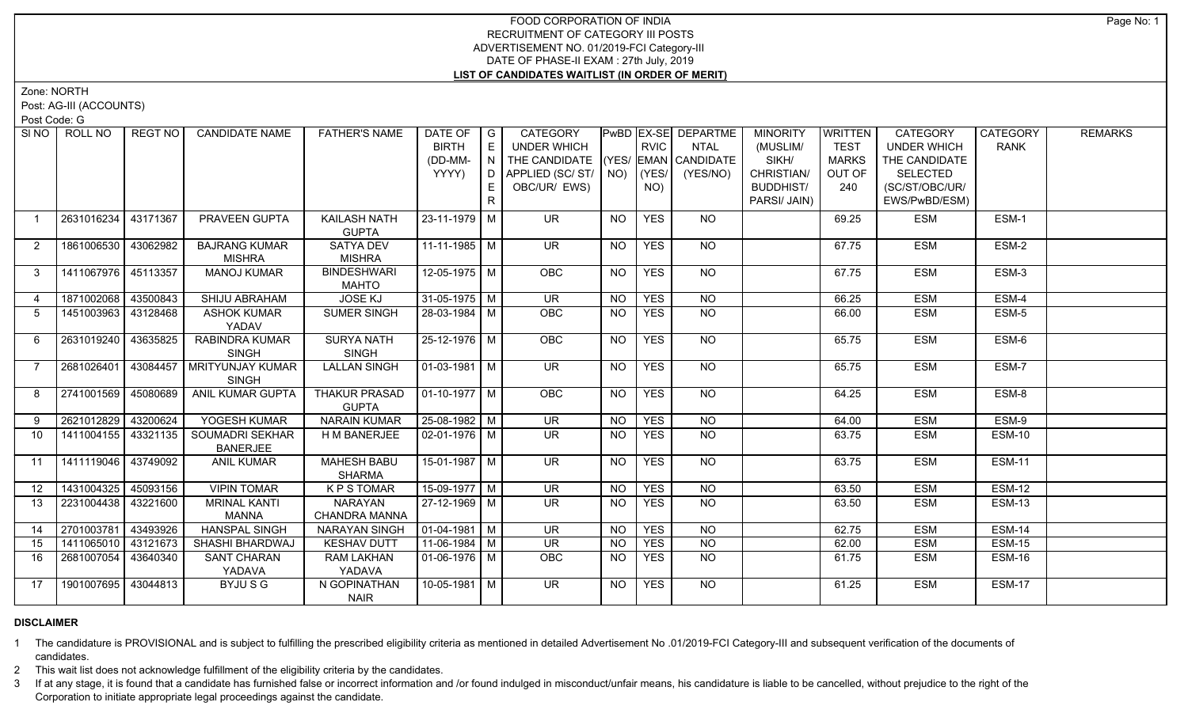# FOOD CORPORATION OF INDIA
## RECRUITMENT OF CATEGORY III POSTS
## ADVERTISEMENT NO. 01/2019-FCI Category-III
## DATE OF PHASE-II EXAM : 27th July, 2019
## LIST OF CANDIDATES WAITLIST (IN ORDER OF MERIT)

Zone: NORTH

Post: AG-III (ACCOUNTS)

Post Code: G

| Sl NO | ROLL NO | REGT NO | CANDIDATE NAME | FATHER'S NAME | DATE OF BIRTH (DD-MM-YYYY) | GENDER | CATEGORY UNDER WHICH THE CANDIDATE APPLIED (SC/ ST/ OBC/UR/ EWS) | PwBD (YES/ NO) | EX-SERVICEMAN (YES/ NO) | DEPARTMENTAL CANDIDATE (YES/NO) | MINORITY (MUSLIM/ SIKH/ CHRISTIAN/ BUDDHIST/ PARSI/ JAIN) | WRITTEN TEST MARKS OUT OF 240 | CATEGORY UNDER WHICH THE CANDIDATE SELECTED (SC/ST/OBC/UR/ EWS/PwBD/ESM) | CATEGORY RANK | REMARKS |
|---|---|---|---|---|---|---|---|---|---|---|---|---|---|---|---|
| 1 | 2631016234 | 43171367 | PRAVEEN GUPTA | KAILASH NATH GUPTA | 23-11-1979 | M | UR | NO | YES | NO | | 69.25 | ESM | ESM-1 | |
| 2 | 1861006530 | 43062982 | BAJRANG KUMAR MISHRA | SATYA DEV MISHRA | 11-11-1985 | M | UR | NO | YES | NO | | 67.75 | ESM | ESM-2 | |
| 3 | 1411067976 | 45113357 | MANOJ KUMAR | BINDESHWARI MAHTO | 12-05-1975 | M | OBC | NO | YES | NO | | 67.75 | ESM | ESM-3 | |
| 4 | 1871002068 | 43500843 | SHIJU ABRAHAM | JOSE KJ | 31-05-1975 | M | UR | NO | YES | NO | | 66.25 | ESM | ESM-4 | |
| 5 | 1451003963 | 43128468 | ASHOK KUMAR YADAV | SUMER SINGH | 28-03-1984 | M | OBC | NO | YES | NO | | 66.00 | ESM | ESM-5 | |
| 6 | 2631019240 | 43635825 | RABINDRA KUMAR SINGH | SURYA NATH SINGH | 25-12-1976 | M | OBC | NO | YES | NO | | 65.75 | ESM | ESM-6 | |
| 7 | 2681026401 | 43084457 | MRITYUNJAY KUMAR SINGH | LALLAN SINGH | 01-03-1981 | M | UR | NO | YES | NO | | 65.75 | ESM | ESM-7 | |
| 8 | 2741001569 | 45080689 | ANIL KUMAR GUPTA | THAKUR PRASAD GUPTA | 01-10-1977 | M | OBC | NO | YES | NO | | 64.25 | ESM | ESM-8 | |
| 9 | 2621012829 | 43200624 | YOGESH KUMAR | NARAIN KUMAR | 25-08-1982 | M | UR | NO | YES | NO | | 64.00 | ESM | ESM-9 | |
| 10 | 1411004155 | 43321135 | SOUMADRI SEKHAR BANERJEE | H M BANERJEE | 02-01-1976 | M | UR | NO | YES | NO | | 63.75 | ESM | ESM-10 | |
| 11 | 1411119046 | 43749092 | ANIL KUMAR | MAHESH BABU SHARMA | 15-01-1987 | M | UR | NO | YES | NO | | 63.75 | ESM | ESM-11 | |
| 12 | 1431004325 | 45093156 | VIPIN TOMAR | K P S TOMAR | 15-09-1977 | M | UR | NO | YES | NO | | 63.50 | ESM | ESM-12 | |
| 13 | 2231004438 | 43221600 | MRINAL KANTI MANNA | NARAYAN CHANDRA MANNA | 27-12-1969 | M | UR | NO | YES | NO | | 63.50 | ESM | ESM-13 | |
| 14 | 2701003781 | 43493926 | HANSPAL SINGH | NARAYAN SINGH | 01-04-1981 | M | UR | NO | YES | NO | | 62.75 | ESM | ESM-14 | |
| 15 | 1411065010 | 43121673 | SHASHI BHARDWAJ | KESHAV DUTT | 11-06-1984 | M | UR | NO | YES | NO | | 62.00 | ESM | ESM-15 | |
| 16 | 2681007054 | 43640340 | SANT CHARAN YADAVA | RAM LAKHAN YADAVA | 01-06-1976 | M | OBC | NO | YES | NO | | 61.75 | ESM | ESM-16 | |
| 17 | 1901007695 | 43044813 | BYJU S G | N GOPINATHAN NAIR | 10-05-1981 | M | UR | NO | YES | NO | | 61.25 | ESM | ESM-17 | |

**DISCLAIMER**

1 The candidature is PROVISIONAL and is subject to fulfilling the prescribed eligibility criteria as mentioned in detailed Advertisement No .01/2019-FCI Category-III and subsequent verification of the documents of candidates.

2 This wait list does not acknowledge fulfillment of the eligibility criteria by the candidates.

3 If at any stage, it is found that a candidate has furnished false or incorrect information and /or found indulged in misconduct/unfair means, his candidature is liable to be cancelled, without prejudice to the right of the Corporation to initiate appropriate legal proceedings against the candidate.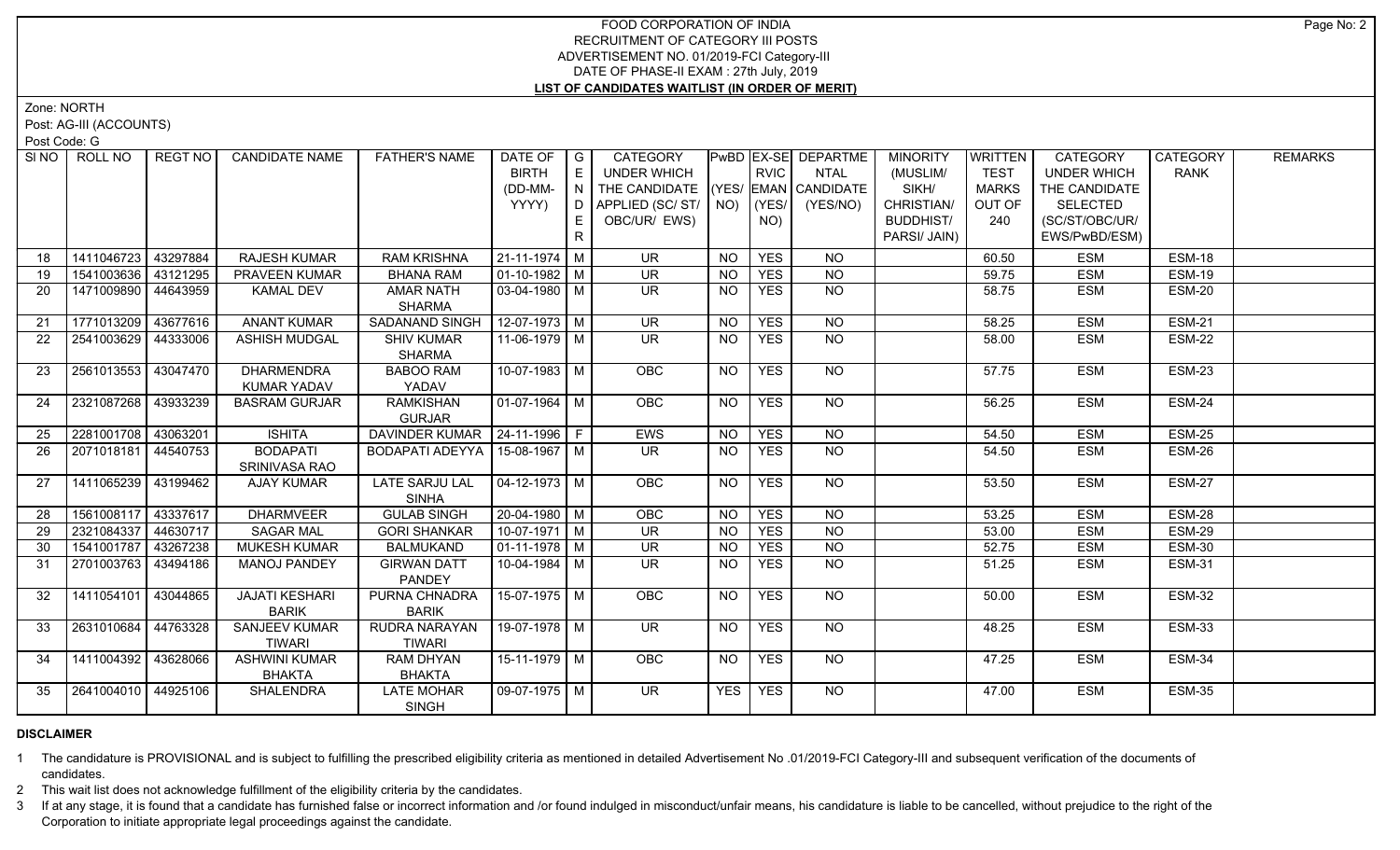# FOOD CORPORATION OF INDIA
## RECRUITMENT OF CATEGORY III POSTS
## ADVERTISEMENT NO. 01/2019-FCI Category-III
## DATE OF PHASE-II EXAM : 27th July, 2019
## LIST OF CANDIDATES WAITLIST (IN ORDER OF MERIT)

Zone: NORTH

Post: AG-III (ACCOUNTS)

Post Code: G

| SI NO | ROLL NO | REGT NO | CANDIDATE NAME | FATHER'S NAME | DATE OF BIRTH (DD-MM-YYYY) | GENDER | CATEGORY UNDER WHICH THE CANDIDATE APPLIED (SC/ ST/ OBC/UR/ EWS) | PwBD (YES/ NO) | EX-SERVICEMAN (YES/ NO) | DEPARTMENTAL CANDIDATE (YES/NO) | MINORITY (MUSLIM/ SIKH/ CHRISTIAN/ BUDDHIST/ PARSI/ JAIN) | WRITTEN TEST MARKS OUT OF 240 | CATEGORY UNDER WHICH THE CANDIDATE SELECTED (SC/ST/OBC/UR/ EWS/PwBD/ESM) | CATEGORY RANK | REMARKS |
|---|---|---|---|---|---|---|---|---|---|---|---|---|---|---|---|
| 18 | 1411046723 | 43297884 | RAJESH KUMAR | RAM KRISHNA | 21-11-1974 | M | UR | NO | YES | NO | | 60.50 | ESM | ESM-18 | |
| 19 | 1541003636 | 43121295 | PRAVEEN KUMAR | BHANA RAM | 01-10-1982 | M | UR | NO | YES | NO | | 59.75 | ESM | ESM-19 | |
| 20 | 1471009890 | 44643959 | KAMAL DEV | AMAR NATH SHARMA | 03-04-1980 | M | UR | NO | YES | NO | | 58.75 | ESM | ESM-20 | |
| 21 | 1771013209 | 43677616 | ANANT KUMAR | SADANAND SINGH | 12-07-1973 | M | UR | NO | YES | NO | | 58.25 | ESM | ESM-21 | |
| 22 | 2541003629 | 44333006 | ASHISH MUDGAL | SHIV KUMAR SHARMA | 11-06-1979 | M | UR | NO | YES | NO | | 58.00 | ESM | ESM-22 | |
| 23 | 2561013553 | 43047470 | DHARMENDRA KUMAR YADAV | BABOO RAM YADAV | 10-07-1983 | M | OBC | NO | YES | NO | | 57.75 | ESM | ESM-23 | |
| 24 | 2321087268 | 43933239 | BASRAM GURJAR | RAMKISHAN GURJAR | 01-07-1964 | M | OBC | NO | YES | NO | | 56.25 | ESM | ESM-24 | |
| 25 | 2281001708 | 43063201 | ISHITA | DAVINDER KUMAR | 24-11-1996 | F | EWS | NO | YES | NO | | 54.50 | ESM | ESM-25 | |
| 26 | 2071018181 | 44540753 | BODAPATI SRINIVASA RAO | BODAPATI ADEYYA | 15-08-1967 | M | UR | NO | YES | NO | | 54.50 | ESM | ESM-26 | |
| 27 | 1411065239 | 43199462 | AJAY KUMAR | LATE SARJU LAL SINHA | 04-12-1973 | M | OBC | NO | YES | NO | | 53.50 | ESM | ESM-27 | |
| 28 | 1561008117 | 43337617 | DHARMVEER | GULAB SINGH | 20-04-1980 | M | OBC | NO | YES | NO | | 53.25 | ESM | ESM-28 | |
| 29 | 2321084337 | 44630717 | SAGAR MAL | GORI SHANKAR | 10-07-1971 | M | UR | NO | YES | NO | | 53.00 | ESM | ESM-29 | |
| 30 | 1541001787 | 43267238 | MUKESH KUMAR | BALMUKAND | 01-11-1978 | M | UR | NO | YES | NO | | 52.75 | ESM | ESM-30 | |
| 31 | 2701003763 | 43494186 | MANOJ PANDEY | GIRWAN DATT PANDEY | 10-04-1984 | M | UR | NO | YES | NO | | 51.25 | ESM | ESM-31 | |
| 32 | 1411054101 | 43044865 | JAJATI KESHARI BARIK | PURNA CHNADRA BARIK | 15-07-1975 | M | OBC | NO | YES | NO | | 50.00 | ESM | ESM-32 | |
| 33 | 2631010684 | 44763328 | SANJEEV KUMAR TIWARI | RUDRA NARAYAN TIWARI | 19-07-1978 | M | UR | NO | YES | NO | | 48.25 | ESM | ESM-33 | |
| 34 | 1411004392 | 43628066 | ASHWINI KUMAR BHAKTA | RAM DHYAN BHAKTA | 15-11-1979 | M | OBC | NO | YES | NO | | 47.25 | ESM | ESM-34 | |
| 35 | 2641004010 | 44925106 | SHALENDRA | LATE MOHAR SINGH | 09-07-1975 | M | UR | YES | YES | NO | | 47.00 | ESM | ESM-35 | |

**DISCLAIMER**

1 The candidature is PROVISIONAL and is subject to fulfilling the prescribed eligibility criteria as mentioned in detailed Advertisement No .01/2019-FCI Category-III and subsequent verification of the documents of candidates.

2 This wait list does not acknowledge fulfillment of the eligibility criteria by the candidates.

3 If at any stage, it is found that a candidate has furnished false or incorrect information and /or found indulged in misconduct/unfair means, his candidature is liable to be cancelled, without prejudice to the right of the Corporation to initiate appropriate legal proceedings against the candidate.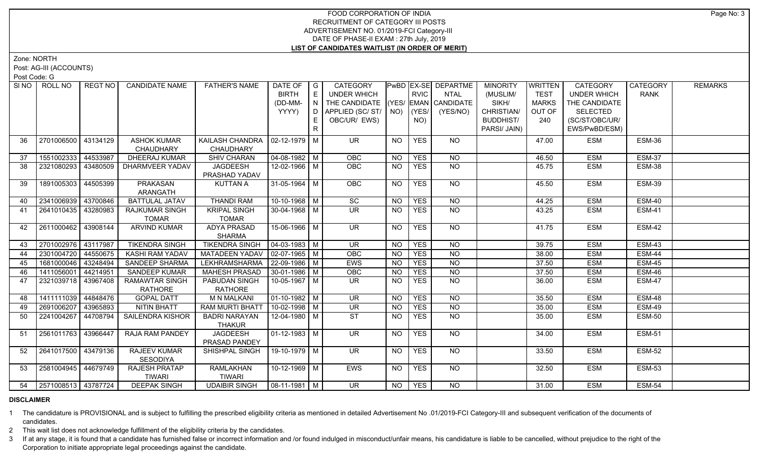# FOOD CORPORATION OF INDIA
## RECRUITMENT OF CATEGORY III POSTS
## ADVERTISEMENT NO. 01/2019-FCI Category-III
## DATE OF PHASE-II EXAM : 27th July, 2019
## LIST OF CANDIDATES WAITLIST (IN ORDER OF MERIT)

Zone: NORTH

Post: AG-III (ACCOUNTS)

Post Code: G

| SI NO | ROLL NO | REGT NO | CANDIDATE NAME | FATHER'S NAME | DATE OF BIRTH (DD-MM-YYYY) | GENDER | CATEGORY UNDER WHICH THE CANDIDATE APPLIED (SC/ ST/ OBC/UR/ EWS) | PwBD (YES/ NO) | EX-SERVICEMAN (YES/ NO) | DEPARTMENTAL CANDIDATE (YES/NO) | MINORITY (MUSLIM/ SIKH/ CHRISTIAN/ BUDDHIST/ PARSI/ JAIN) | WRITTEN TEST MARKS OUT OF 240 | CATEGORY UNDER WHICH THE CANDIDATE SELECTED (SC/ST/OBC/UR/ EWS/PwBD/ESM) | CATEGORY RANK | REMARKS |
|---|---|---|---|---|---|---|---|---|---|---|---|---|---|---|---|
| 36 | 2701006500 | 43134129 | ASHOK KUMAR CHAUDHARY | KAILASH CHANDRA CHAUDHARY | 02-12-1979 | M | UR | NO | YES | NO | | 47.00 | ESM | ESM-36 | |
| 37 | 1551002333 | 44533987 | DHEERAJ KUMAR | SHIV CHARAN | 04-08-1982 | M | OBC | NO | YES | NO | | 46.50 | ESM | ESM-37 | |
| 38 | 2321080293 | 43480509 | DHARMVEER YADAV | JAGDEESH PRASHAD YADAV | 12-02-1966 | M | OBC | NO | YES | NO | | 45.75 | ESM | ESM-38 | |
| 39 | 1891005303 | 44505399 | PRAKASAN ARANGATH | KUTTAN A | 31-05-1964 | M | OBC | NO | YES | NO | | 45.50 | ESM | ESM-39 | |
| 40 | 2341006939 | 43700846 | BATTULAL JATAV | THANDI RAM | 10-10-1968 | M | SC | NO | YES | NO | | 44.25 | ESM | ESM-40 | |
| 41 | 2641010435 | 43280983 | RAJKUMAR SINGH TOMAR | KRIPAL SINGH TOMAR | 30-04-1968 | M | UR | NO | YES | NO | | 43.25 | ESM | ESM-41 | |
| 42 | 2611000462 | 43908144 | ARVIND KUMAR | ADYA PRASAD SHARMA | 15-06-1966 | M | UR | NO | YES | NO | | 41.75 | ESM | ESM-42 | |
| 43 | 2701002976 | 43117987 | TIKENDRA SINGH | TIKENDRA SINGH | 04-03-1983 | M | UR | NO | YES | NO | | 39.75 | ESM | ESM-43 | |
| 44 | 2301004720 | 44550675 | KASHI RAM YADAV | MATADEEN YADAV | 02-07-1965 | M | OBC | NO | YES | NO | | 38.00 | ESM | ESM-44 | |
| 45 | 1681000046 | 43248494 | SANDEEP SHARMA | LEKHRAMSHARMA | 22-09-1986 | M | EWS | NO | YES | NO | | 37.50 | ESM | ESM-45 | |
| 46 | 1411056001 | 44214951 | SANDEEP KUMAR | MAHESH PRASAD | 30-01-1986 | M | OBC | NO | YES | NO | | 37.50 | ESM | ESM-46 | |
| 47 | 2321039718 | 43967408 | RAMAWTAR SINGH RATHORE | PABUDAN SINGH RATHORE | 10-05-1967 | M | UR | NO | YES | NO | | 36.00 | ESM | ESM-47 | |
| 48 | 1411111039 | 44848476 | GOPAL DATT | M N MALKANI | 01-10-1982 | M | UR | NO | YES | NO | | 35.50 | ESM | ESM-48 | |
| 49 | 2691006207 | 43965893 | NITIN BHATT | RAM MURTI BHATT | 10-02-1998 | M | UR | NO | YES | NO | | 35.00 | ESM | ESM-49 | |
| 50 | 2241004267 | 44708794 | SAILENDRA KISHOR | BADRI NARAYAN THAKUR | 12-04-1980 | M | ST | NO | YES | NO | | 35.00 | ESM | ESM-50 | |
| 51 | 2561011763 | 43966447 | RAJA RAM PANDEY | JAGDEESH PRASAD PANDEY | 01-12-1983 | M | UR | NO | YES | NO | | 34.00 | ESM | ESM-51 | |
| 52 | 2641017500 | 43479136 | RAJEEV KUMAR SESODIYA | SHISHPAL SINGH | 19-10-1979 | M | UR | NO | YES | NO | | 33.50 | ESM | ESM-52 | |
| 53 | 2581004945 | 44679749 | RAJESH PRATAP TIWARI | RAMLAKHAN TIWARI | 10-12-1969 | M | EWS | NO | YES | NO | | 32.50 | ESM | ESM-53 | |
| 54 | 2571008513 | 43787724 | DEEPAK SINGH | UDAIBIR SINGH | 08-11-1981 | M | UR | NO | YES | NO | | 31.00 | ESM | ESM-54 | |

**DISCLAIMER**

1. The candidature is PROVISIONAL and is subject to fulfilling the prescribed eligibility criteria as mentioned in detailed Advertisement No .01/2019-FCI Category-III and subsequent verification of the documents of candidates.
2. This wait list does not acknowledge fulfillment of the eligibility criteria by the candidates.
3. If at any stage, it is found that a candidate has furnished false or incorrect information and /or found indulged in misconduct/unfair means, his candidature is liable to be cancelled, without prejudice to the right of the Corporation to initiate appropriate legal proceedings against the candidate.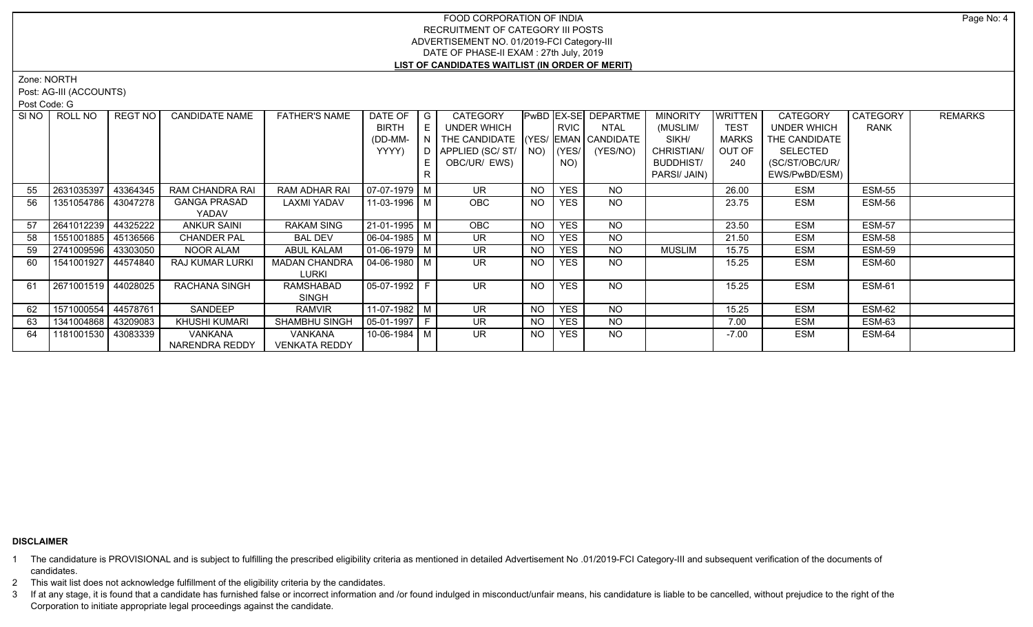FOOD CORPORATION OF INDIA
RECRUITMENT OF CATEGORY III POSTS
ADVERTISEMENT NO. 01/2019-FCI Category-III
DATE OF PHASE-II EXAM : 27th July, 2019
**LIST OF CANDIDATES WAITLIST (IN ORDER OF MERIT)**

Zone: NORTH
Post: AG-III (ACCOUNTS)
Post Code: G

| SI NO | ROLL NO | REGT NO | CANDIDATE NAME | FATHER'S NAME | DATE OF BIRTH (DD-MM-YYYY) | GENDER | CATEGORY UNDER WHICH THE CANDIDATE APPLIED (SC/ ST/ OBC/UR/ EWS) | PwBD (YES/ NO) | EX-SERVICEMAN (YES/ NO) | DEPARTMENTAL CANDIDATE (YES/NO) | MINORITY (MUSLIM/ SIKH/ CHRISTIAN/ BUDDHIST/ PARSI/ JAIN) | WRITTEN TEST MARKS OUT OF 240 | CATEGORY UNDER WHICH THE CANDIDATE SELECTED (SC/ST/OBC/UR/ EWS/PwBD/ESM) | CATEGORY RANK | REMARKS |
|---|---|---|---|---|---|---|---|---|---|---|---|---|---|---|---|
| 55 | 2631035397 | 43364345 | RAM CHANDRA RAI | RAM ADHAR RAI | 07-07-1979 | M | UR | NO | YES | NO | | 26.00 | ESM | ESM-55 | |
| 56 | 1351054786 | 43047278 | GANGA PRASAD YADAV | LAXMI YADAV | 11-03-1996 | M | OBC | NO | YES | NO | | 23.75 | ESM | ESM-56 | |
| 57 | 2641012239 | 44325222 | ANKUR SAINI | RAKAM SING | 21-01-1995 | M | OBC | NO | YES | NO | | 23.50 | ESM | ESM-57 | |
| 58 | 1551001885 | 45136566 | CHANDER PAL | BAL DEV | 06-04-1985 | M | UR | NO | YES | NO | | 21.50 | ESM | ESM-58 | |
| 59 | 2741009596 | 43303050 | NOOR ALAM | ABUL KALAM | 01-06-1979 | M | UR | NO | YES | NO | MUSLIM | 15.75 | ESM | ESM-59 | |
| 60 | 1541001927 | 44574840 | RAJ KUMAR LURKI | MADAN CHANDRA LURKI | 04-06-1980 | M | UR | NO | YES | NO | | 15.25 | ESM | ESM-60 | |
| 61 | 2671001519 | 44028025 | RACHANA SINGH | RAMSHABAD SINGH | 05-07-1992 | F | UR | NO | YES | NO | | 15.25 | ESM | ESM-61 | |
| 62 | 1571000554 | 44578761 | SANDEEP | RAMVIR | 11-07-1982 | M | UR | NO | YES | NO | | 15.25 | ESM | ESM-62 | |
| 63 | 1341004868 | 43209083 | KHUSHI KUMARI | SHAMBHU SINGH | 05-01-1997 | F | UR | NO | YES | NO | | 7.00 | ESM | ESM-63 | |
| 64 | 1181001530 | 43083339 | VANKANA NARENDRA REDDY | VANKANA VENKATA REDDY | 10-06-1984 | M | UR | NO | YES | NO | | -7.00 | ESM | ESM-64 | |

**DISCLAIMER**

1 The candidature is PROVISIONAL and is subject to fulfilling the prescribed eligibility criteria as mentioned in detailed Advertisement No .01/2019-FCI Category-III and subsequent verification of the documents of candidates.
2 This wait list does not acknowledge fulfillment of the eligibility criteria by the candidates.
3 If at any stage, it is found that a candidate has furnished false or incorrect information and /or found indulged in misconduct/unfair means, his candidature is liable to be cancelled, without prejudice to the right of the Corporation to initiate appropriate legal proceedings against the candidate.